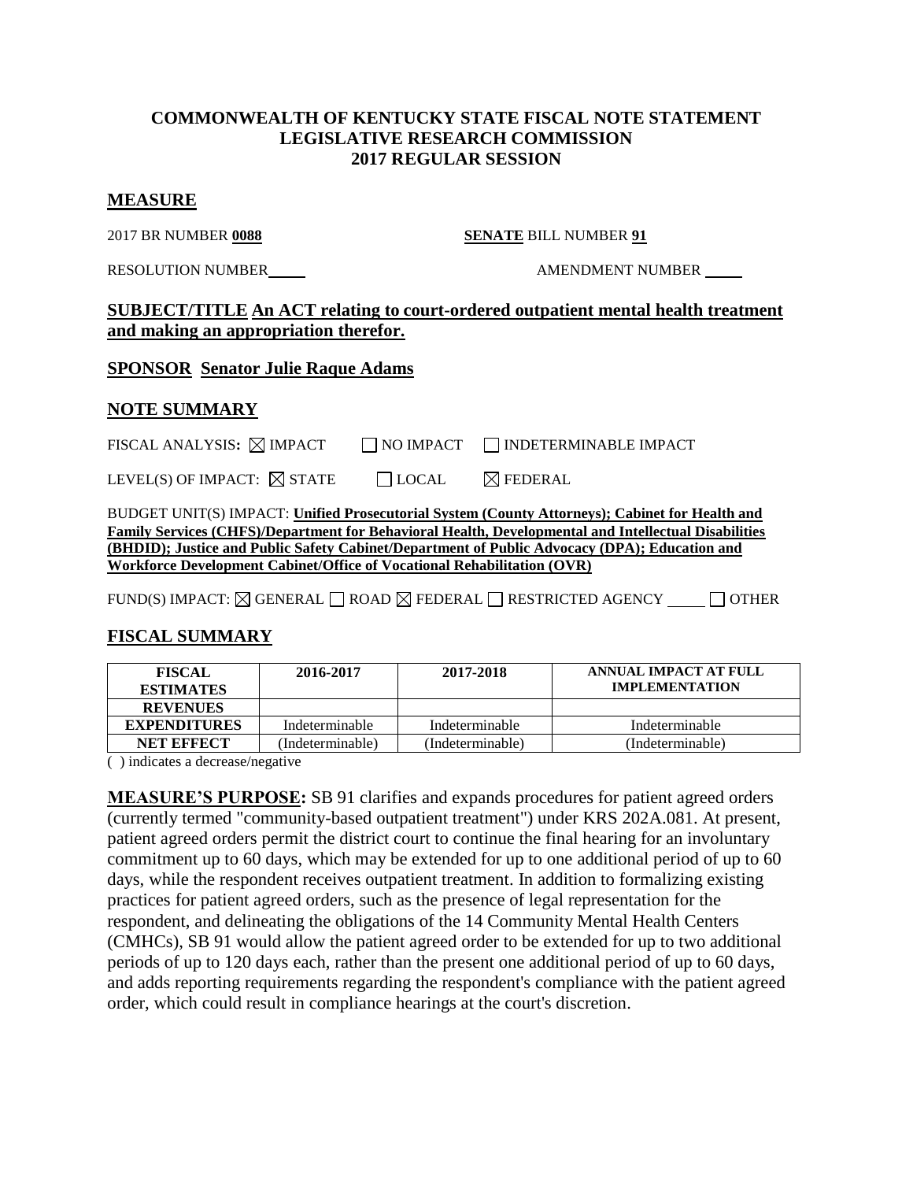# COMMONWEALTH OF KENTUCKY STATE FISCAL NOTE STATEMENT
# LEGISLATIVE RESEARCH COMMISSION
# 2017 REGULAR SESSION

## MEASURE

2017 BR NUMBER **0088** **SENATE** BILL NUMBER **91**

RESOLUTION NUMBER ____ AMENDMENT NUMBER ____

## SUBJECT/TITLE An ACT relating to court-ordered outpatient mental health treatment and making an appropriation therefor.

## SPONSOR Senator Julie Raque Adams

## NOTE SUMMARY

FISCAL ANALYSIS: ☒ IMPACT ☐ NO IMPACT ☐ INDETERMINABLE IMPACT

LEVEL(S) OF IMPACT: ☒ STATE ☐ LOCAL ☒ FEDERAL

BUDGET UNIT(S) IMPACT: **Unified Prosecutorial System (County Attorneys); Cabinet for Health and Family Services (CHFS)/Department for Behavioral Health, Developmental and Intellectual Disabilities (BHDID); Justice and Public Safety Cabinet/Department of Public Advocacy (DPA); Education and Workforce Development Cabinet/Office of Vocational Rehabilitation (OVR)**

FUND(S) IMPACT: ☒ GENERAL ☐ ROAD ☒ FEDERAL ☐ RESTRICTED AGENCY ____ ☐ OTHER

## FISCAL SUMMARY

| FISCAL ESTIMATES | 2016-2017 | 2017-2018 | ANNUAL IMPACT AT FULL IMPLEMENTATION |
|---|---|---|---|
| REVENUES | | | |
| EXPENDITURES | Indeterminable | Indeterminable | Indeterminable |
| NET EFFECT | (Indeterminable) | (Indeterminable) | (Indeterminable) |

( ) indicates a decrease/negative

**MEASURE'S PURPOSE:** SB 91 clarifies and expands procedures for patient agreed orders (currently termed "community-based outpatient treatment") under KRS 202A.081. At present, patient agreed orders permit the district court to continue the final hearing for an involuntary commitment up to 60 days, which may be extended for up to one additional period of up to 60 days, while the respondent receives outpatient treatment. In addition to formalizing existing practices for patient agreed orders, such as the presence of legal representation for the respondent, and delineating the obligations of the 14 Community Mental Health Centers (CMHCs), SB 91 would allow the patient agreed order to be extended for up to two additional periods of up to 120 days each, rather than the present one additional period of up to 60 days, and adds reporting requirements regarding the respondent's compliance with the patient agreed order, which could result in compliance hearings at the court's discretion.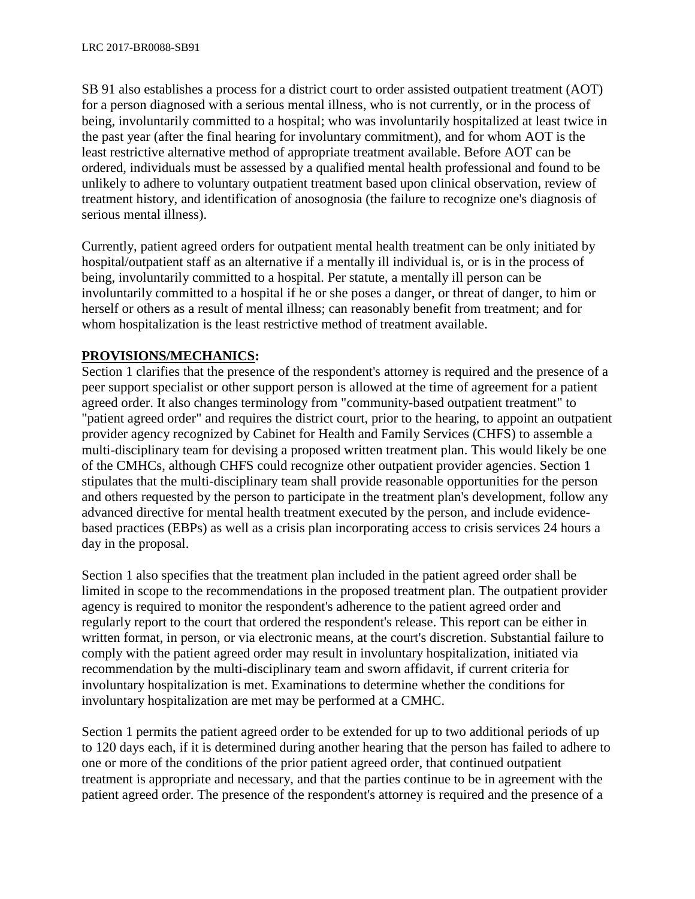SB 91 also establishes a process for a district court to order assisted outpatient treatment (AOT) for a person diagnosed with a serious mental illness, who is not currently, or in the process of being, involuntarily committed to a hospital; who was involuntarily hospitalized at least twice in the past year (after the final hearing for involuntary commitment), and for whom AOT is the least restrictive alternative method of appropriate treatment available. Before AOT can be ordered, individuals must be assessed by a qualified mental health professional and found to be unlikely to adhere to voluntary outpatient treatment based upon clinical observation, review of treatment history, and identification of anosognosia (the failure to recognize one's diagnosis of serious mental illness).

Currently, patient agreed orders for outpatient mental health treatment can be only initiated by hospital/outpatient staff as an alternative if a mentally ill individual is, or is in the process of being, involuntarily committed to a hospital. Per statute, a mentally ill person can be involuntarily committed to a hospital if he or she poses a danger, or threat of danger, to him or herself or others as a result of mental illness; can reasonably benefit from treatment; and for whom hospitalization is the least restrictive method of treatment available.

**PROVISIONS/MECHANICS:**

Section 1 clarifies that the presence of the respondent's attorney is required and the presence of a peer support specialist or other support person is allowed at the time of agreement for a patient agreed order. It also changes terminology from "community-based outpatient treatment" to "patient agreed order" and requires the district court, prior to the hearing, to appoint an outpatient provider agency recognized by Cabinet for Health and Family Services (CHFS) to assemble a multi-disciplinary team for devising a proposed written treatment plan. This would likely be one of the CMHCs, although CHFS could recognize other outpatient provider agencies. Section 1 stipulates that the multi-disciplinary team shall provide reasonable opportunities for the person and others requested by the person to participate in the treatment plan's development, follow any advanced directive for mental health treatment executed by the person, and include evidence-based practices (EBPs) as well as a crisis plan incorporating access to crisis services 24 hours a day in the proposal.

Section 1 also specifies that the treatment plan included in the patient agreed order shall be limited in scope to the recommendations in the proposed treatment plan. The outpatient provider agency is required to monitor the respondent's adherence to the patient agreed order and regularly report to the court that ordered the respondent's release. This report can be either in written format, in person, or via electronic means, at the court's discretion. Substantial failure to comply with the patient agreed order may result in involuntary hospitalization, initiated via recommendation by the multi-disciplinary team and sworn affidavit, if current criteria for involuntary hospitalization is met. Examinations to determine whether the conditions for involuntary hospitalization are met may be performed at a CMHC.

Section 1 permits the patient agreed order to be extended for up to two additional periods of up to 120 days each, if it is determined during another hearing that the person has failed to adhere to one or more of the conditions of the prior patient agreed order, that continued outpatient treatment is appropriate and necessary, and that the parties continue to be in agreement with the patient agreed order. The presence of the respondent's attorney is required and the presence of a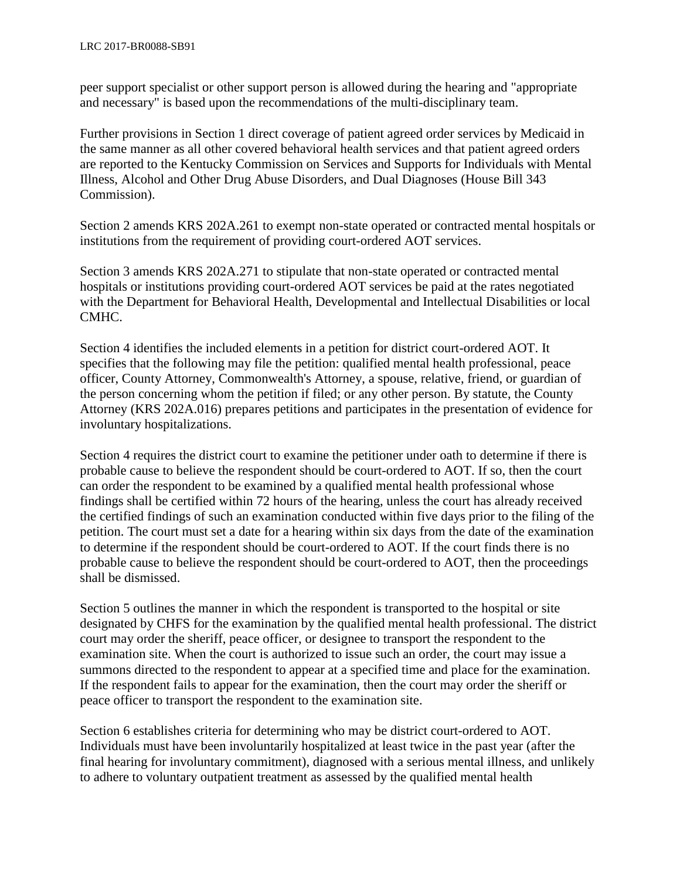peer support specialist or other support person is allowed during the hearing and "appropriate and necessary" is based upon the recommendations of the multi-disciplinary team.

Further provisions in Section 1 direct coverage of patient agreed order services by Medicaid in the same manner as all other covered behavioral health services and that patient agreed orders are reported to the Kentucky Commission on Services and Supports for Individuals with Mental Illness, Alcohol and Other Drug Abuse Disorders, and Dual Diagnoses (House Bill 343 Commission).

Section 2 amends KRS 202A.261 to exempt non-state operated or contracted mental hospitals or institutions from the requirement of providing court-ordered AOT services.

Section 3 amends KRS 202A.271 to stipulate that non-state operated or contracted mental hospitals or institutions providing court-ordered AOT services be paid at the rates negotiated with the Department for Behavioral Health, Developmental and Intellectual Disabilities or local CMHC.

Section 4 identifies the included elements in a petition for district court-ordered AOT. It specifies that the following may file the petition: qualified mental health professional, peace officer, County Attorney, Commonwealth's Attorney, a spouse, relative, friend, or guardian of the person concerning whom the petition if filed; or any other person. By statute, the County Attorney (KRS 202A.016) prepares petitions and participates in the presentation of evidence for involuntary hospitalizations.

Section 4 requires the district court to examine the petitioner under oath to determine if there is probable cause to believe the respondent should be court-ordered to AOT. If so, then the court can order the respondent to be examined by a qualified mental health professional whose findings shall be certified within 72 hours of the hearing, unless the court has already received the certified findings of such an examination conducted within five days prior to the filing of the petition. The court must set a date for a hearing within six days from the date of the examination to determine if the respondent should be court-ordered to AOT. If the court finds there is no probable cause to believe the respondent should be court-ordered to AOT, then the proceedings shall be dismissed.

Section 5 outlines the manner in which the respondent is transported to the hospital or site designated by CHFS for the examination by the qualified mental health professional. The district court may order the sheriff, peace officer, or designee to transport the respondent to the examination site. When the court is authorized to issue such an order, the court may issue a summons directed to the respondent to appear at a specified time and place for the examination. If the respondent fails to appear for the examination, then the court may order the sheriff or peace officer to transport the respondent to the examination site.

Section 6 establishes criteria for determining who may be district court-ordered to AOT. Individuals must have been involuntarily hospitalized at least twice in the past year (after the final hearing for involuntary commitment), diagnosed with a serious mental illness, and unlikely to adhere to voluntary outpatient treatment as assessed by the qualified mental health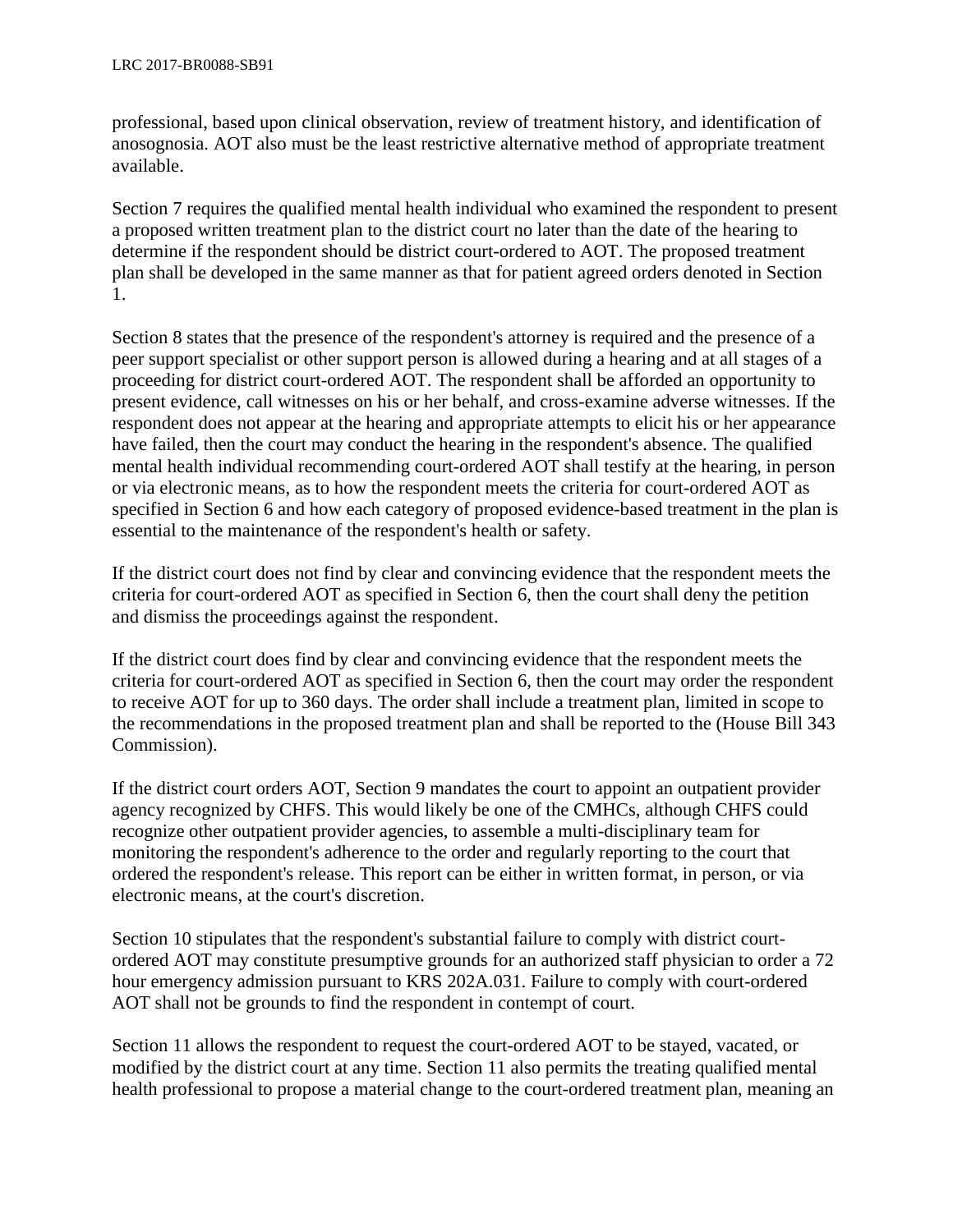professional, based upon clinical observation, review of treatment history, and identification of anosognosia. AOT also must be the least restrictive alternative method of appropriate treatment available.

Section 7 requires the qualified mental health individual who examined the respondent to present a proposed written treatment plan to the district court no later than the date of the hearing to determine if the respondent should be district court-ordered to AOT. The proposed treatment plan shall be developed in the same manner as that for patient agreed orders denoted in Section 1.

Section 8 states that the presence of the respondent's attorney is required and the presence of a peer support specialist or other support person is allowed during a hearing and at all stages of a proceeding for district court-ordered AOT. The respondent shall be afforded an opportunity to present evidence, call witnesses on his or her behalf, and cross-examine adverse witnesses. If the respondent does not appear at the hearing and appropriate attempts to elicit his or her appearance have failed, then the court may conduct the hearing in the respondent's absence. The qualified mental health individual recommending court-ordered AOT shall testify at the hearing, in person or via electronic means, as to how the respondent meets the criteria for court-ordered AOT as specified in Section 6 and how each category of proposed evidence-based treatment in the plan is essential to the maintenance of the respondent's health or safety.

If the district court does not find by clear and convincing evidence that the respondent meets the criteria for court-ordered AOT as specified in Section 6, then the court shall deny the petition and dismiss the proceedings against the respondent.

If the district court does find by clear and convincing evidence that the respondent meets the criteria for court-ordered AOT as specified in Section 6, then the court may order the respondent to receive AOT for up to 360 days. The order shall include a treatment plan, limited in scope to the recommendations in the proposed treatment plan and shall be reported to the (House Bill 343 Commission).

If the district court orders AOT, Section 9 mandates the court to appoint an outpatient provider agency recognized by CHFS. This would likely be one of the CMHCs, although CHFS could recognize other outpatient provider agencies, to assemble a multi-disciplinary team for monitoring the respondent's adherence to the order and regularly reporting to the court that ordered the respondent's release. This report can be either in written format, in person, or via electronic means, at the court's discretion.

Section 10 stipulates that the respondent's substantial failure to comply with district court-ordered AOT may constitute presumptive grounds for an authorized staff physician to order a 72 hour emergency admission pursuant to KRS 202A.031. Failure to comply with court-ordered AOT shall not be grounds to find the respondent in contempt of court.

Section 11 allows the respondent to request the court-ordered AOT to be stayed, vacated, or modified by the district court at any time. Section 11 also permits the treating qualified mental health professional to propose a material change to the court-ordered treatment plan, meaning an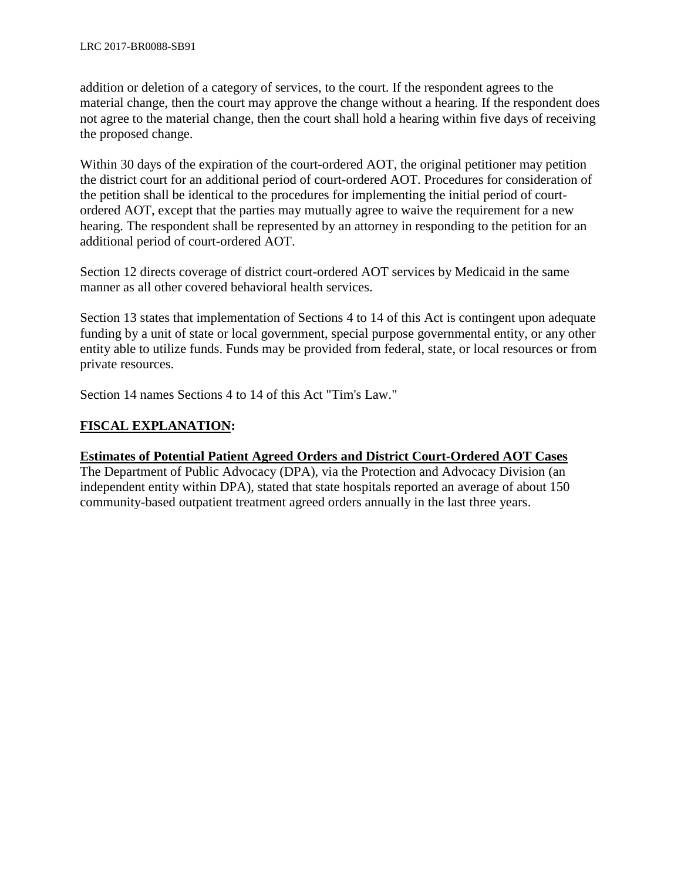addition or deletion of a category of services, to the court. If the respondent agrees to the material change, then the court may approve the change without a hearing. If the respondent does not agree to the material change, then the court shall hold a hearing within five days of receiving the proposed change.

Within 30 days of the expiration of the court-ordered AOT, the original petitioner may petition the district court for an additional period of court-ordered AOT. Procedures for consideration of the petition shall be identical to the procedures for implementing the initial period of court-ordered AOT, except that the parties may mutually agree to waive the requirement for a new hearing. The respondent shall be represented by an attorney in responding to the petition for an additional period of court-ordered AOT.

Section 12 directs coverage of district court-ordered AOT services by Medicaid in the same manner as all other covered behavioral health services.

Section 13 states that implementation of Sections 4 to 14 of this Act is contingent upon adequate funding by a unit of state or local government, special purpose governmental entity, or any other entity able to utilize funds. Funds may be provided from federal, state, or local resources or from private resources.

Section 14 names Sections 4 to 14 of this Act "Tim's Law."

## FISCAL EXPLANATION:

### Estimates of Potential Patient Agreed Orders and District Court-Ordered AOT Cases

The Department of Public Advocacy (DPA), via the Protection and Advocacy Division (an independent entity within DPA), stated that state hospitals reported an average of about 150 community-based outpatient treatment agreed orders annually in the last three years.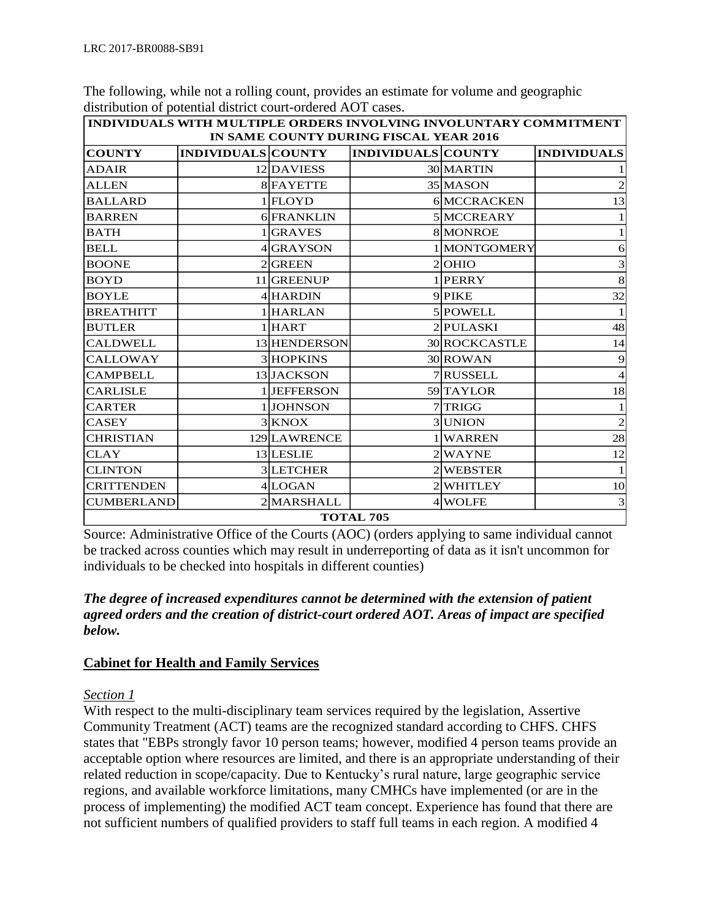The following, while not a rolling count, provides an estimate for volume and geographic distribution of potential district court-ordered AOT cases.

| INDIVIDUALS WITH MULTIPLE ORDERS INVOLVING INVOLUNTARY COMMITMENT IN SAME COUNTY DURING FISCAL YEAR 2016 | | | | | |
|---|---|---|---|---|---|
| **COUNTY** | **INDIVIDUALS** | **COUNTY** | **INDIVIDUALS** | **COUNTY** | **INDIVIDUALS** |
| ADAIR | 12 | DAVIESS | 30 | MARTIN | 1 |
| ALLEN | 8 | FAYETTE | 35 | MASON | 2 |
| BALLARD | 1 | FLOYD | 6 | MCCRACKEN | 13 |
| BARREN | 6 | FRANKLIN | 5 | MCCREARY | 1 |
| BATH | 1 | GRAVES | 8 | MONROE | 1 |
| BELL | 4 | GRAYSON | 1 | MONTGOMERY | 6 |
| BOONE | 2 | GREEN | 2 | OHIO | 3 |
| BOYD | 11 | GREENUP | 1 | PERRY | 8 |
| BOYLE | 4 | HARDIN | 9 | PIKE | 32 |
| BREATHITT | 1 | HARLAN | 5 | POWELL | 1 |
| BUTLER | 1 | HART | 2 | PULASKI | 48 |
| CALDWELL | 13 | HENDERSON | 30 | ROCKCASTLE | 14 |
| CALLOWAY | 3 | HOPKINS | 30 | ROWAN | 9 |
| CAMPBELL | 13 | JACKSON | 7 | RUSSELL | 4 |
| CARLISLE | 1 | JEFFERSON | 59 | TAYLOR | 18 |
| CARTER | 1 | JOHNSON | 7 | TRIGG | 1 |
| CASEY | 3 | KNOX | 3 | UNION | 2 |
| CHRISTIAN | 129 | LAWRENCE | 1 | WARREN | 28 |
| CLAY | 13 | LESLIE | 2 | WAYNE | 12 |
| CLINTON | 3 | LETCHER | 2 | WEBSTER | 1 |
| CRITTENDEN | 4 | LOGAN | 2 | WHITLEY | 10 |
| CUMBERLAND | 2 | MARSHALL | 4 | WOLFE | 3 |
| **TOTAL 705** | | | | | |

Source: Administrative Office of the Courts (AOC) (orders applying to same individual cannot be tracked across counties which may result in underreporting of data as it isn't uncommon for individuals to be checked into hospitals in different counties)

***The degree of increased expenditures cannot be determined with the extension of patient agreed orders and the creation of district-court ordered AOT. Areas of impact are specified below.***

## Cabinet for Health and Family Services

*Section 1*

With respect to the multi-disciplinary team services required by the legislation, Assertive Community Treatment (ACT) teams are the recognized standard according to CHFS. CHFS states that "EBPs strongly favor 10 person teams; however, modified 4 person teams provide an acceptable option where resources are limited, and there is an appropriate understanding of their related reduction in scope/capacity. Due to Kentucky's rural nature, large geographic service regions, and available workforce limitations, many CMHCs have implemented (or are in the process of implementing) the modified ACT team concept. Experience has found that there are not sufficient numbers of qualified providers to staff full teams in each region. A modified 4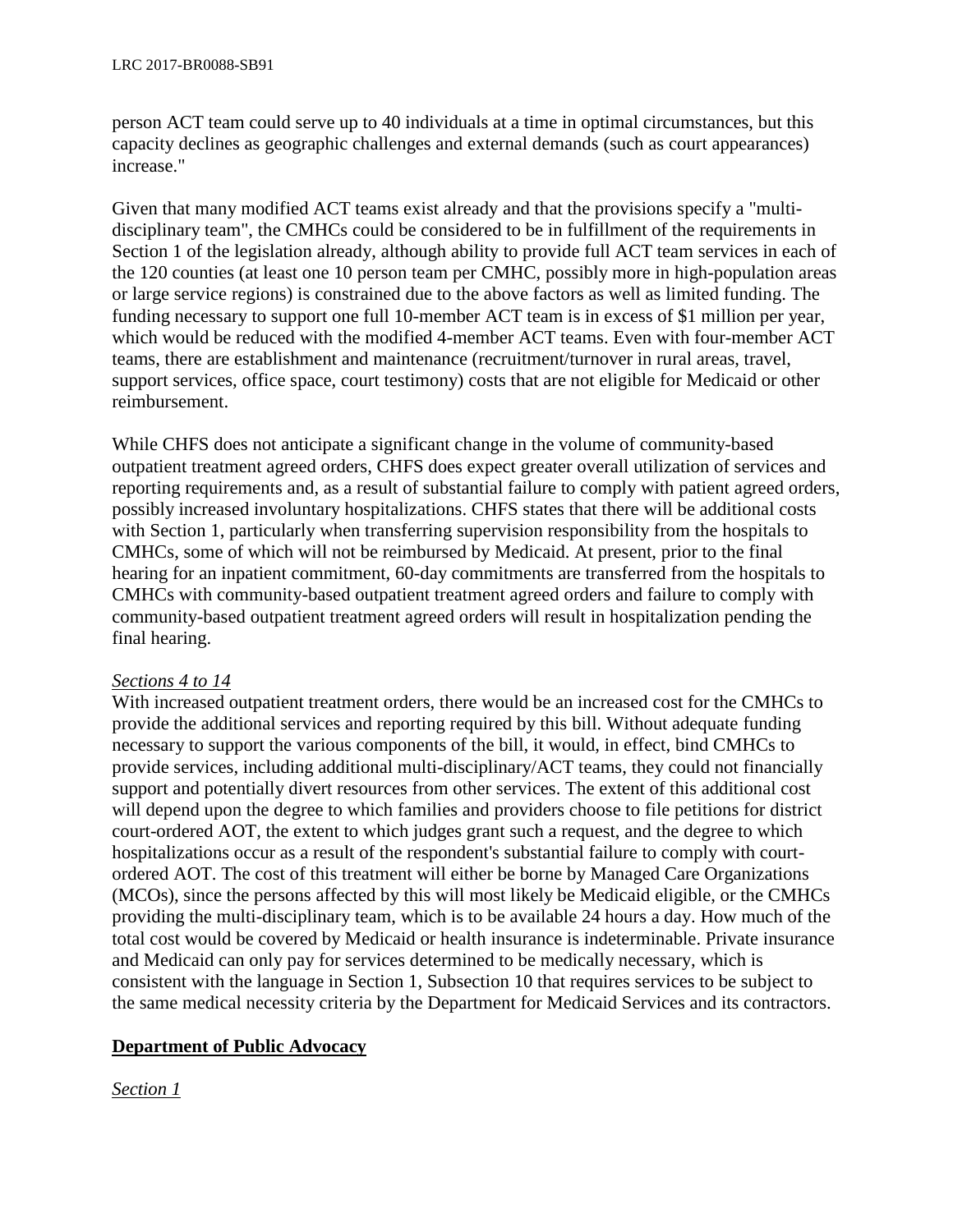person ACT team could serve up to 40 individuals at a time in optimal circumstances, but this capacity declines as geographic challenges and external demands (such as court appearances) increase."

Given that many modified ACT teams exist already and that the provisions specify a "multi-disciplinary team", the CMHCs could be considered to be in fulfillment of the requirements in Section 1 of the legislation already, although ability to provide full ACT team services in each of the 120 counties (at least one 10 person team per CMHC, possibly more in high-population areas or large service regions) is constrained due to the above factors as well as limited funding. The funding necessary to support one full 10-member ACT team is in excess of $1 million per year, which would be reduced with the modified 4-member ACT teams. Even with four-member ACT teams, there are establishment and maintenance (recruitment/turnover in rural areas, travel, support services, office space, court testimony) costs that are not eligible for Medicaid or other reimbursement.

While CHFS does not anticipate a significant change in the volume of community-based outpatient treatment agreed orders, CHFS does expect greater overall utilization of services and reporting requirements and, as a result of substantial failure to comply with patient agreed orders, possibly increased involuntary hospitalizations. CHFS states that there will be additional costs with Section 1, particularly when transferring supervision responsibility from the hospitals to CMHCs, some of which will not be reimbursed by Medicaid. At present, prior to the final hearing for an inpatient commitment, 60-day commitments are transferred from the hospitals to CMHCs with community-based outpatient treatment agreed orders and failure to comply with community-based outpatient treatment agreed orders will result in hospitalization pending the final hearing.

*Sections 4 to 14*

With increased outpatient treatment orders, there would be an increased cost for the CMHCs to provide the additional services and reporting required by this bill. Without adequate funding necessary to support the various components of the bill, it would, in effect, bind CMHCs to provide services, including additional multi-disciplinary/ACT teams, they could not financially support and potentially divert resources from other services. The extent of this additional cost will depend upon the degree to which families and providers choose to file petitions for district court-ordered AOT, the extent to which judges grant such a request, and the degree to which hospitalizations occur as a result of the respondent's substantial failure to comply with court-ordered AOT. The cost of this treatment will either be borne by Managed Care Organizations (MCOs), since the persons affected by this will most likely be Medicaid eligible, or the CMHCs providing the multi-disciplinary team, which is to be available 24 hours a day. How much of the total cost would be covered by Medicaid or health insurance is indeterminable. Private insurance and Medicaid can only pay for services determined to be medically necessary, which is consistent with the language in Section 1, Subsection 10 that requires services to be subject to the same medical necessity criteria by the Department for Medicaid Services and its contractors.

**Department of Public Advocacy**

*Section 1*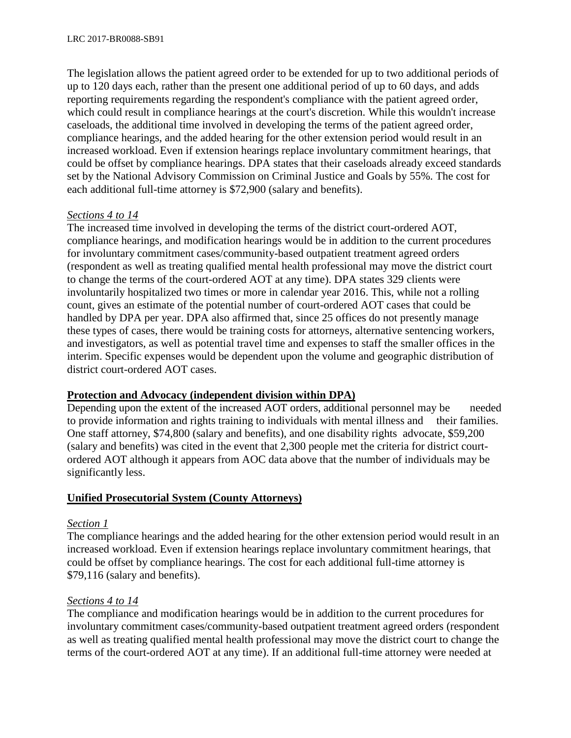The legislation allows the patient agreed order to be extended for up to two additional periods of up to 120 days each, rather than the present one additional period of up to 60 days, and adds reporting requirements regarding the respondent's compliance with the patient agreed order, which could result in compliance hearings at the court's discretion. While this wouldn't increase caseloads, the additional time involved in developing the terms of the patient agreed order, compliance hearings, and the added hearing for the other extension period would result in an increased workload. Even if extension hearings replace involuntary commitment hearings, that could be offset by compliance hearings. DPA states that their caseloads already exceed standards set by the National Advisory Commission on Criminal Justice and Goals by 55%. The cost for each additional full-time attorney is $72,900 (salary and benefits).

*Sections 4 to 14*

The increased time involved in developing the terms of the district court-ordered AOT, compliance hearings, and modification hearings would be in addition to the current procedures for involuntary commitment cases/community-based outpatient treatment agreed orders (respondent as well as treating qualified mental health professional may move the district court to change the terms of the court-ordered AOT at any time). DPA states 329 clients were involuntarily hospitalized two times or more in calendar year 2016. This, while not a rolling count, gives an estimate of the potential number of court-ordered AOT cases that could be handled by DPA per year. DPA also affirmed that, since 25 offices do not presently manage these types of cases, there would be training costs for attorneys, alternative sentencing workers, and investigators, as well as potential travel time and expenses to staff the smaller offices in the interim. Specific expenses would be dependent upon the volume and geographic distribution of district court-ordered AOT cases.

**Protection and Advocacy (independent division within DPA)**

Depending upon the extent of the increased AOT orders, additional personnel may be needed to provide information and rights training to individuals with mental illness and their families. One staff attorney, $74,800 (salary and benefits), and one disability rights advocate, $59,200 (salary and benefits) was cited in the event that 2,300 people met the criteria for district court-ordered AOT although it appears from AOC data above that the number of individuals may be significantly less.

**Unified Prosecutorial System (County Attorneys)**

*Section 1*

The compliance hearings and the added hearing for the other extension period would result in an increased workload. Even if extension hearings replace involuntary commitment hearings, that could be offset by compliance hearings. The cost for each additional full-time attorney is $79,116 (salary and benefits).

*Sections 4 to 14*

The compliance and modification hearings would be in addition to the current procedures for involuntary commitment cases/community-based outpatient treatment agreed orders (respondent as well as treating qualified mental health professional may move the district court to change the terms of the court-ordered AOT at any time). If an additional full-time attorney were needed at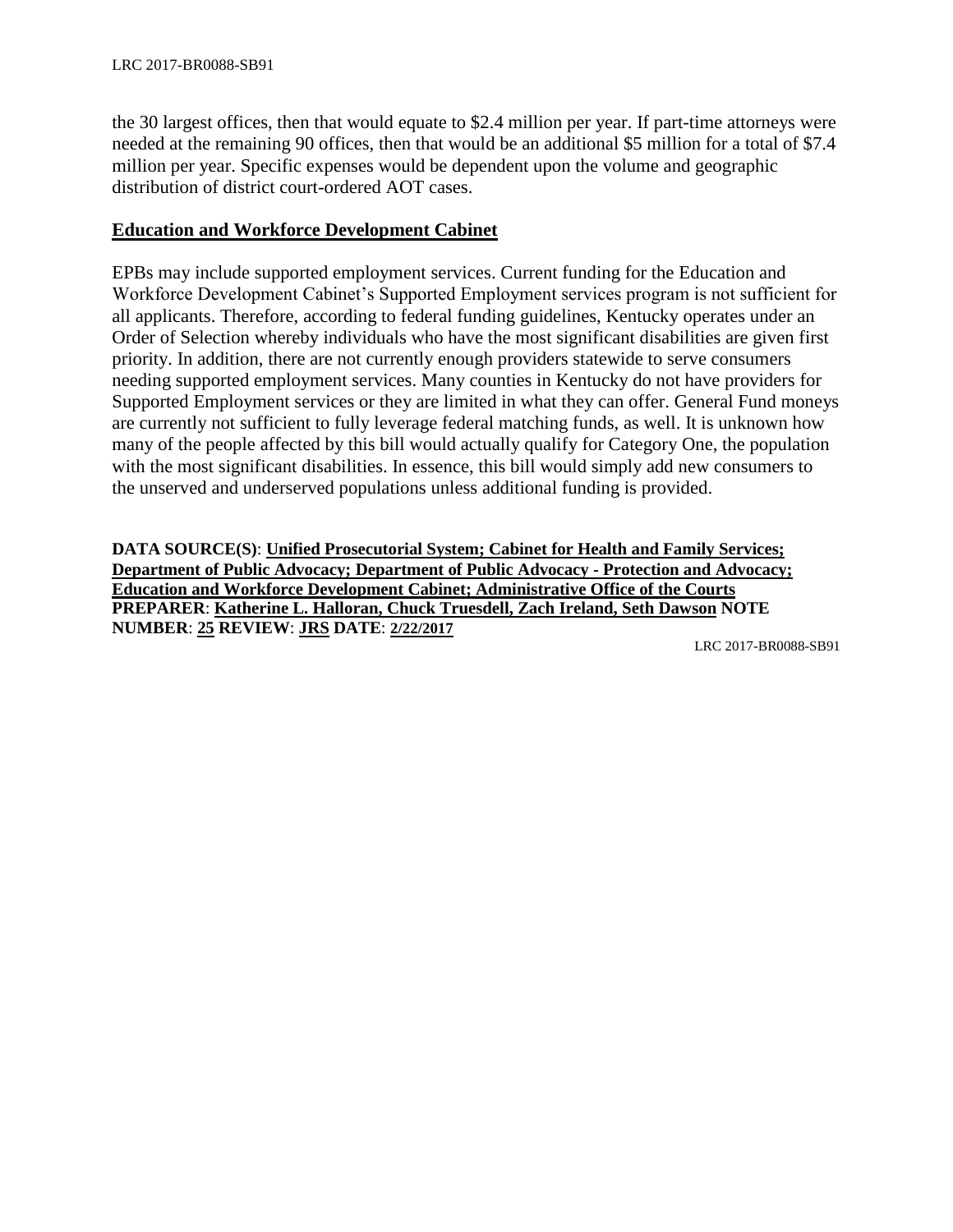the 30 largest offices, then that would equate to $2.4 million per year. If part-time attorneys were needed at the remaining 90 offices, then that would be an additional $5 million for a total of $7.4 million per year. Specific expenses would be dependent upon the volume and geographic distribution of district court-ordered AOT cases.

## Education and Workforce Development Cabinet

EPBs may include supported employment services. Current funding for the Education and Workforce Development Cabinet's Supported Employment services program is not sufficient for all applicants. Therefore, according to federal funding guidelines, Kentucky operates under an Order of Selection whereby individuals who have the most significant disabilities are given first priority. In addition, there are not currently enough providers statewide to serve consumers needing supported employment services. Many counties in Kentucky do not have providers for Supported Employment services or they are limited in what they can offer. General Fund moneys are currently not sufficient to fully leverage federal matching funds, as well. It is unknown how many of the people affected by this bill would actually qualify for Category One, the population with the most significant disabilities. In essence, this bill would simply add new consumers to the unserved and underserved populations unless additional funding is provided.

**DATA SOURCE(S)**: **Unified Prosecutorial System; Cabinet for Health and Family Services; Department of Public Advocacy; Department of Public Advocacy - Protection and Advocacy; Education and Workforce Development Cabinet; Administrative Office of the Courts**
**PREPARER**: **Katherine L. Halloran, Chuck Truesdell, Zach Ireland, Seth Dawson** **NOTE NUMBER**: **25** **REVIEW**: **JRS** **DATE**: **2/22/2017**